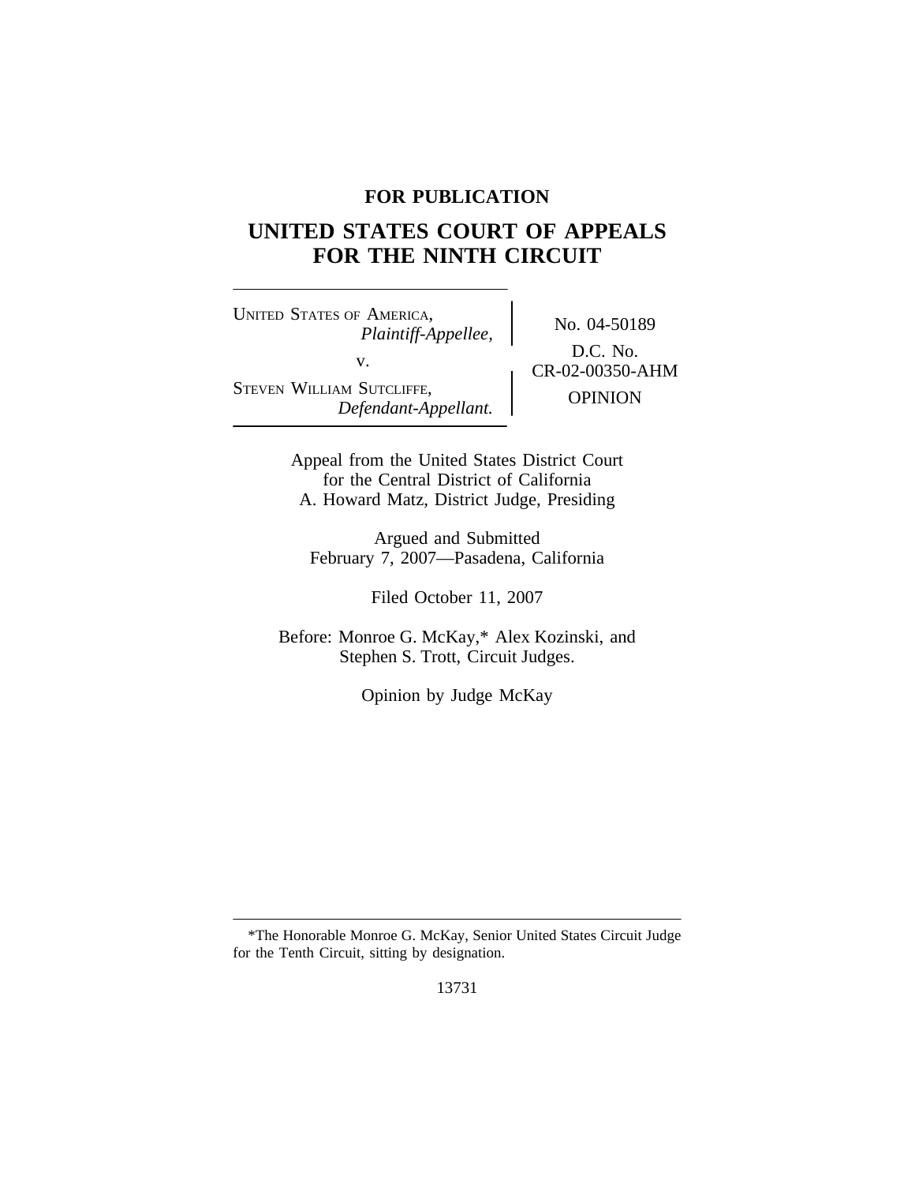**FOR PUBLICATION**

# UNITED STATES COURT OF APPEALS FOR THE NINTH CIRCUIT

UNITED STATES OF AMERICA,
*Plaintiff-Appellee,*

v.

STEVEN WILLIAM SUTCLIFFE,
*Defendant-Appellant.*

No. 04-50189

D.C. No. CR-02-00350-AHM

OPINION

Appeal from the United States District Court for the Central District of California
A. Howard Matz, District Judge, Presiding

Argued and Submitted
February 7, 2007—Pasadena, California

Filed October 11, 2007

Before: Monroe G. McKay,* Alex Kozinski, and Stephen S. Trott, Circuit Judges.

Opinion by Judge McKay

---

*The Honorable Monroe G. McKay, Senior United States Circuit Judge for the Tenth Circuit, sitting by designation.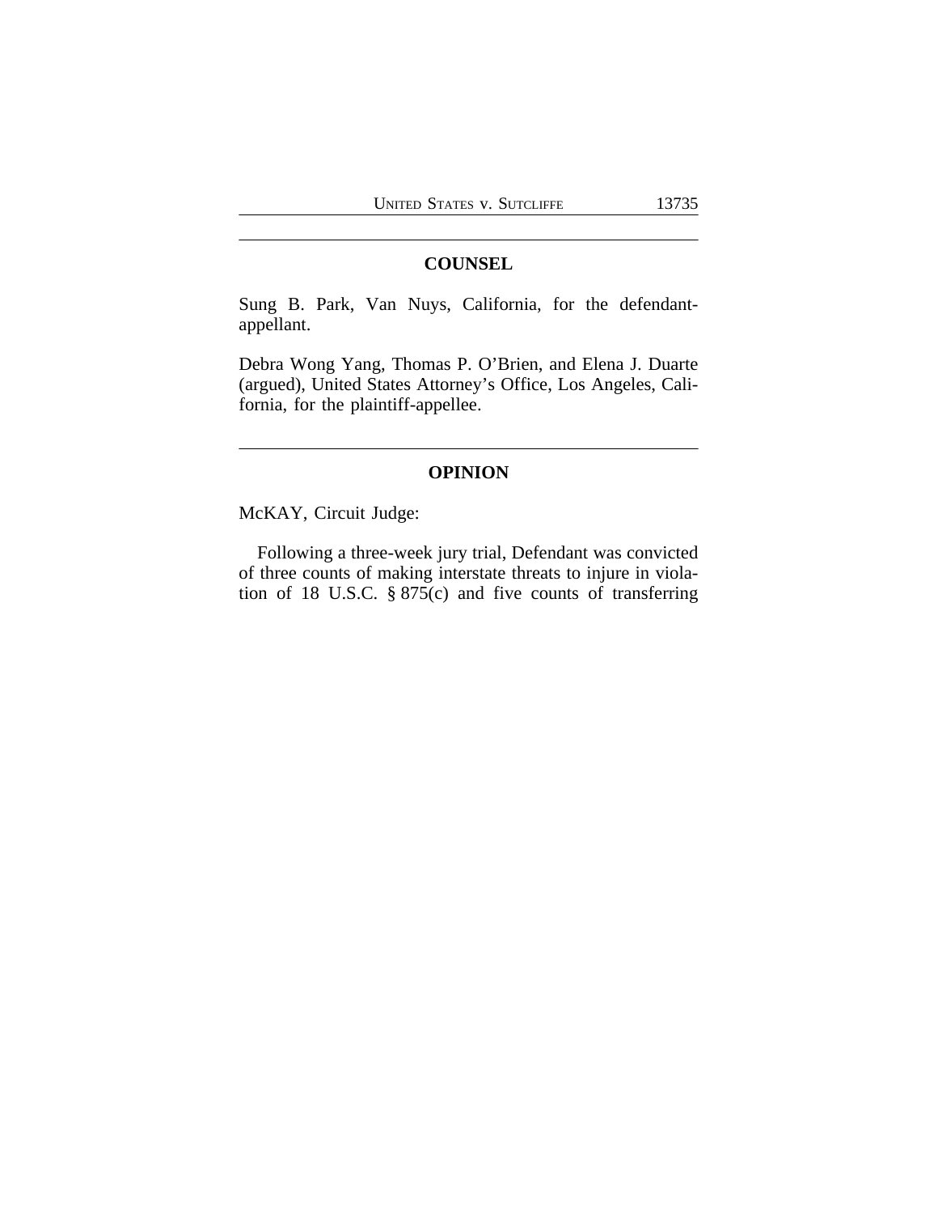## COUNSEL

Sung B. Park, Van Nuys, California, for the defendant-appellant.

Debra Wong Yang, Thomas P. O'Brien, and Elena J. Duarte (argued), United States Attorney's Office, Los Angeles, California, for the plaintiff-appellee.

## OPINION

McKAY, Circuit Judge:

Following a three-week jury trial, Defendant was convicted of three counts of making interstate threats to injure in violation of 18 U.S.C. § 875(c) and five counts of transferring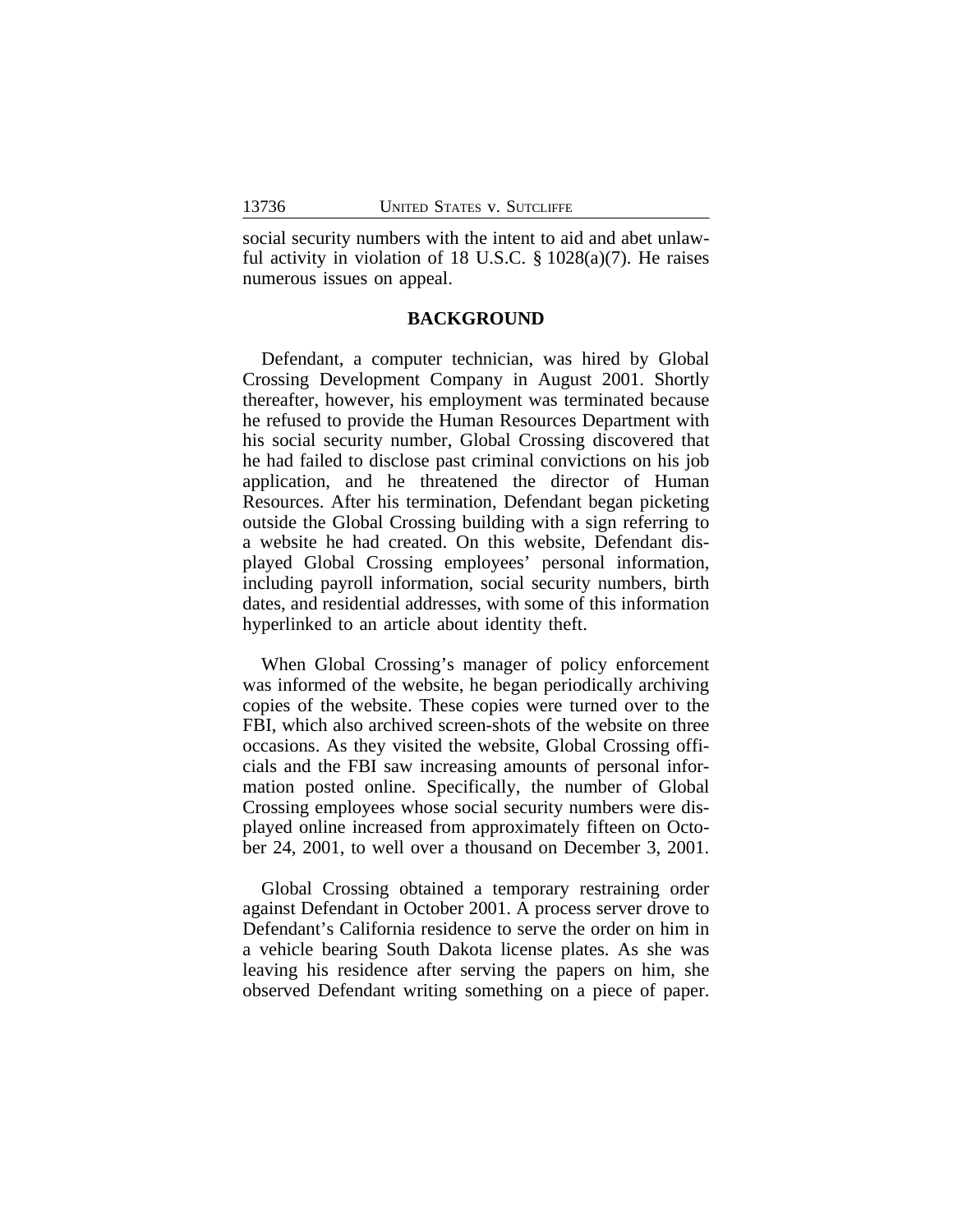social security numbers with the intent to aid and abet unlawful activity in violation of 18 U.S.C. § 1028(a)(7). He raises numerous issues on appeal.

## BACKGROUND

Defendant, a computer technician, was hired by Global Crossing Development Company in August 2001. Shortly thereafter, however, his employment was terminated because he refused to provide the Human Resources Department with his social security number, Global Crossing discovered that he had failed to disclose past criminal convictions on his job application, and he threatened the director of Human Resources. After his termination, Defendant began picketing outside the Global Crossing building with a sign referring to a website he had created. On this website, Defendant displayed Global Crossing employees' personal information, including payroll information, social security numbers, birth dates, and residential addresses, with some of this information hyperlinked to an article about identity theft.

When Global Crossing's manager of policy enforcement was informed of the website, he began periodically archiving copies of the website. These copies were turned over to the FBI, which also archived screen-shots of the website on three occasions. As they visited the website, Global Crossing officials and the FBI saw increasing amounts of personal information posted online. Specifically, the number of Global Crossing employees whose social security numbers were displayed online increased from approximately fifteen on October 24, 2001, to well over a thousand on December 3, 2001.

Global Crossing obtained a temporary restraining order against Defendant in October 2001. A process server drove to Defendant's California residence to serve the order on him in a vehicle bearing South Dakota license plates. As she was leaving his residence after serving the papers on him, she observed Defendant writing something on a piece of paper.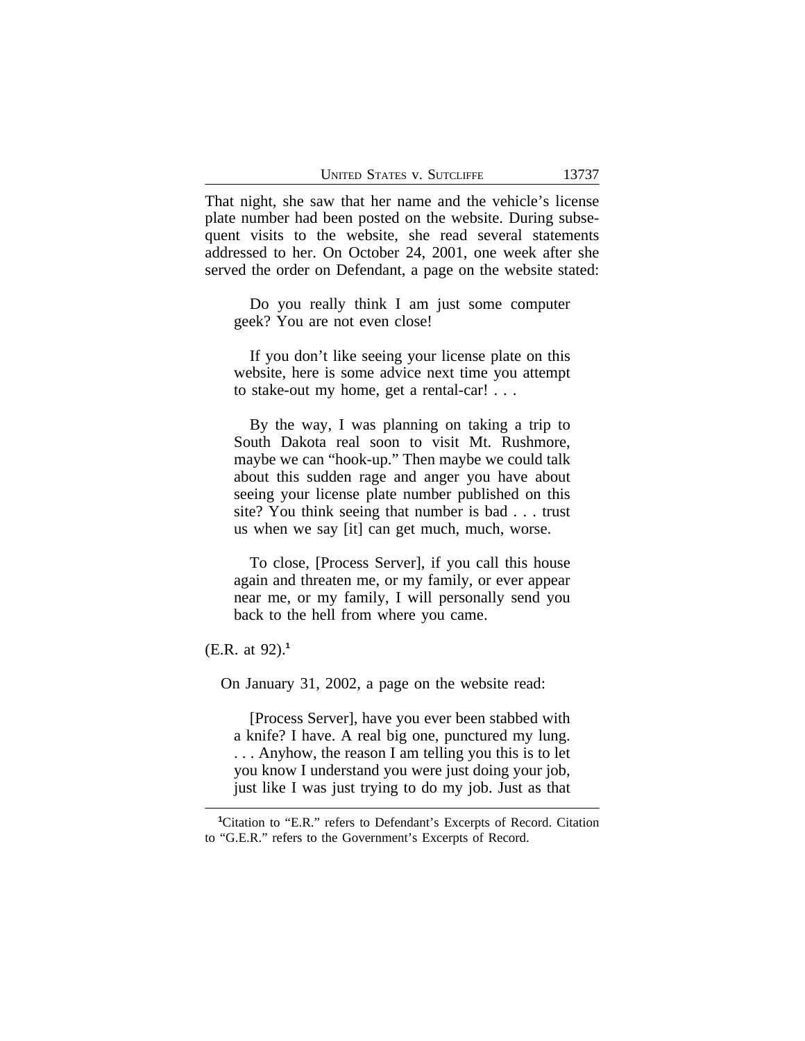That night, she saw that her name and the vehicle's license plate number had been posted on the website. During subsequent visits to the website, she read several statements addressed to her. On October 24, 2001, one week after she served the order on Defendant, a page on the website stated:

> Do you really think I am just some computer geek? You are not even close!
>
> If you don't like seeing your license plate on this website, here is some advice next time you attempt to stake-out my home, get a rental-car! . . .
>
> By the way, I was planning on taking a trip to South Dakota real soon to visit Mt. Rushmore, maybe we can "hook-up." Then maybe we could talk about this sudden rage and anger you have about seeing your license plate number published on this site? You think seeing that number is bad . . . trust us when we say [it] can get much, much, worse.
>
> To close, [Process Server], if you call this house again and threaten me, or my family, or ever appear near me, or my family, I will personally send you back to the hell from where you came.

(E.R. at 92).[1]

On January 31, 2002, a page on the website read:

> [Process Server], have you ever been stabbed with a knife? I have. A real big one, punctured my lung. . . . Anyhow, the reason I am telling you this is to let you know I understand you were just doing your job, just like I was just trying to do my job. Just as that

[1]Citation to "E.R." refers to Defendant's Excerpts of Record. Citation to "G.E.R." refers to the Government's Excerpts of Record.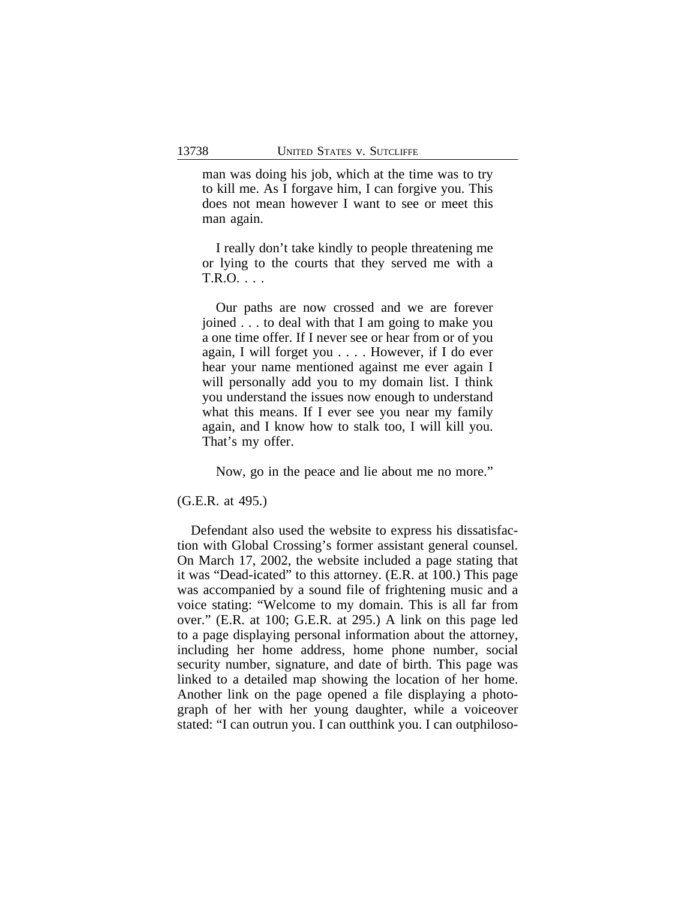> man was doing his job, which at the time was to try to kill me. As I forgave him, I can forgive you. This does not mean however I want to see or meet this man again.
>
> I really don't take kindly to people threatening me or lying to the courts that they served me with a T.R.O. . . .
>
> Our paths are now crossed and we are forever joined . . . to deal with that I am going to make you a one time offer. If I never see or hear from or of you again, I will forget you . . . . However, if I do ever hear your name mentioned against me ever again I will personally add you to my domain list. I think you understand the issues now enough to understand what this means. If I ever see you near my family again, and I know how to stalk too, I will kill you. That's my offer.
>
> Now, go in the peace and lie about me no more."

(G.E.R. at 495.)

Defendant also used the website to express his dissatisfaction with Global Crossing's former assistant general counsel. On March 17, 2002, the website included a page stating that it was "Dead-icated" to this attorney. (E.R. at 100.) This page was accompanied by a sound file of frightening music and a voice stating: "Welcome to my domain. This is all far from over." (E.R. at 100; G.E.R. at 295.) A link on this page led to a page displaying personal information about the attorney, including her home address, home phone number, social security number, signature, and date of birth. This page was linked to a detailed map showing the location of her home. Another link on the page opened a file displaying a photograph of her with her young daughter, while a voiceover stated: "I can outrun you. I can outthink you. I can outphiloso-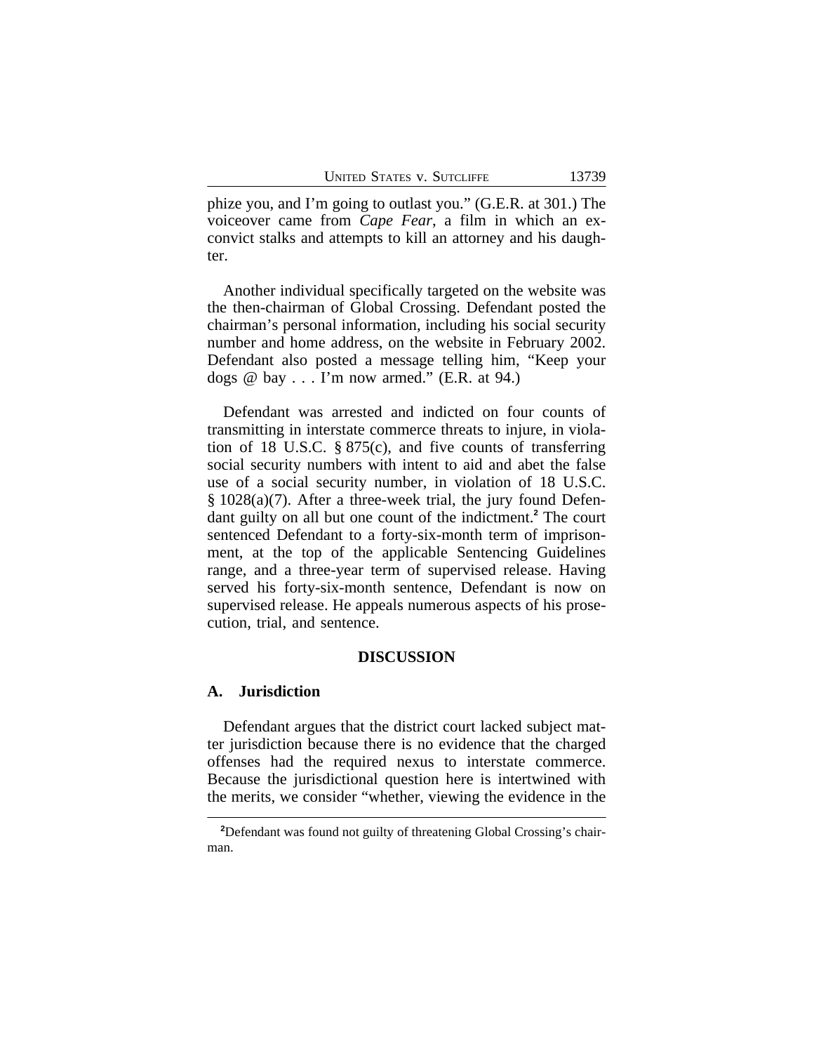phize you, and I'm going to outlast you." (G.E.R. at 301.) The voiceover came from *Cape Fear*, a film in which an ex-convict stalks and attempts to kill an attorney and his daughter.

Another individual specifically targeted on the website was the then-chairman of Global Crossing. Defendant posted the chairman's personal information, including his social security number and home address, on the website in February 2002. Defendant also posted a message telling him, "Keep your dogs @ bay . . . I'm now armed." (E.R. at 94.)

Defendant was arrested and indicted on four counts of transmitting in interstate commerce threats to injure, in violation of 18 U.S.C. § 875(c), and five counts of transferring social security numbers with intent to aid and abet the false use of a social security number, in violation of 18 U.S.C. § 1028(a)(7). After a three-week trial, the jury found Defendant guilty on all but one count of the indictment.[2] The court sentenced Defendant to a forty-six-month term of imprisonment, at the top of the applicable Sentencing Guidelines range, and a three-year term of supervised release. Having served his forty-six-month sentence, Defendant is now on supervised release. He appeals numerous aspects of his prosecution, trial, and sentence.

## DISCUSSION

### A. Jurisdiction

Defendant argues that the district court lacked subject matter jurisdiction because there is no evidence that the charged offenses had the required nexus to interstate commerce. Because the jurisdictional question here is intertwined with the merits, we consider "whether, viewing the evidence in the

---

[2] Defendant was found not guilty of threatening Global Crossing's chairman.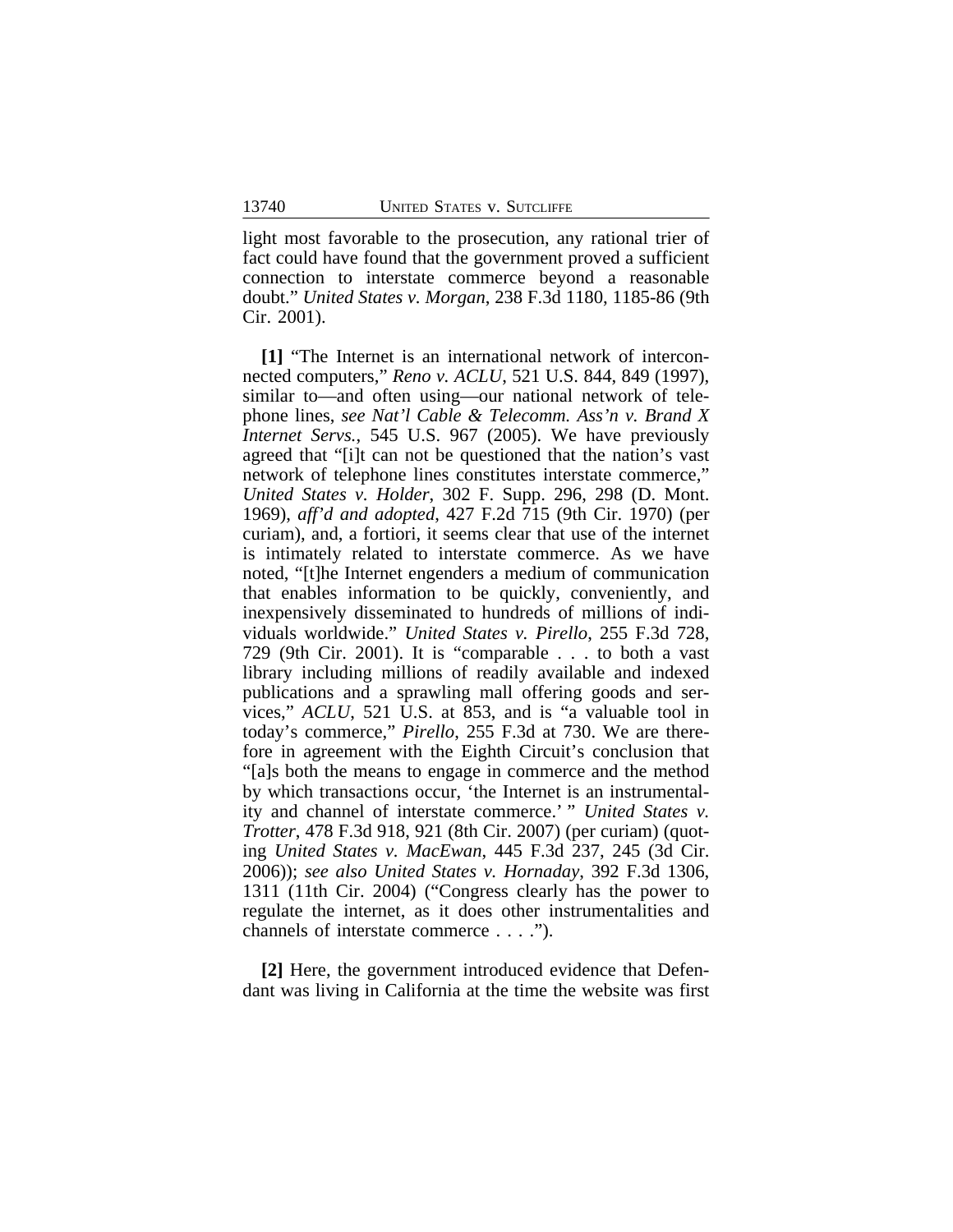light most favorable to the prosecution, any rational trier of fact could have found that the government proved a sufficient connection to interstate commerce beyond a reasonable doubt." *United States v. Morgan*, 238 F.3d 1180, 1185-86 (9th Cir. 2001).

**[1]** "The Internet is an international network of interconnected computers," *Reno v. ACLU*, 521 U.S. 844, 849 (1997), similar to—and often using—our national network of telephone lines, *see Nat'l Cable & Telecomm. Ass'n v. Brand X Internet Servs.*, 545 U.S. 967 (2005). We have previously agreed that "[i]t can not be questioned that the nation's vast network of telephone lines constitutes interstate commerce," *United States v. Holder*, 302 F. Supp. 296, 298 (D. Mont. 1969), *aff'd and adopted*, 427 F.2d 715 (9th Cir. 1970) (per curiam), and, a fortiori, it seems clear that use of the internet is intimately related to interstate commerce. As we have noted, "[t]he Internet engenders a medium of communication that enables information to be quickly, conveniently, and inexpensively disseminated to hundreds of millions of individuals worldwide." *United States v. Pirello*, 255 F.3d 728, 729 (9th Cir. 2001). It is "comparable . . . to both a vast library including millions of readily available and indexed publications and a sprawling mall offering goods and services," *ACLU*, 521 U.S. at 853, and is "a valuable tool in today's commerce," *Pirello*, 255 F.3d at 730. We are therefore in agreement with the Eighth Circuit's conclusion that "[a]s both the means to engage in commerce and the method by which transactions occur, 'the Internet is an instrumentality and channel of interstate commerce.' " *United States v. Trotter*, 478 F.3d 918, 921 (8th Cir. 2007) (per curiam) (quoting *United States v. MacEwan*, 445 F.3d 237, 245 (3d Cir. 2006)); *see also United States v. Hornaday*, 392 F.3d 1306, 1311 (11th Cir. 2004) ("Congress clearly has the power to regulate the internet, as it does other instrumentalities and channels of interstate commerce . . . .").

**[2]** Here, the government introduced evidence that Defendant was living in California at the time the website was first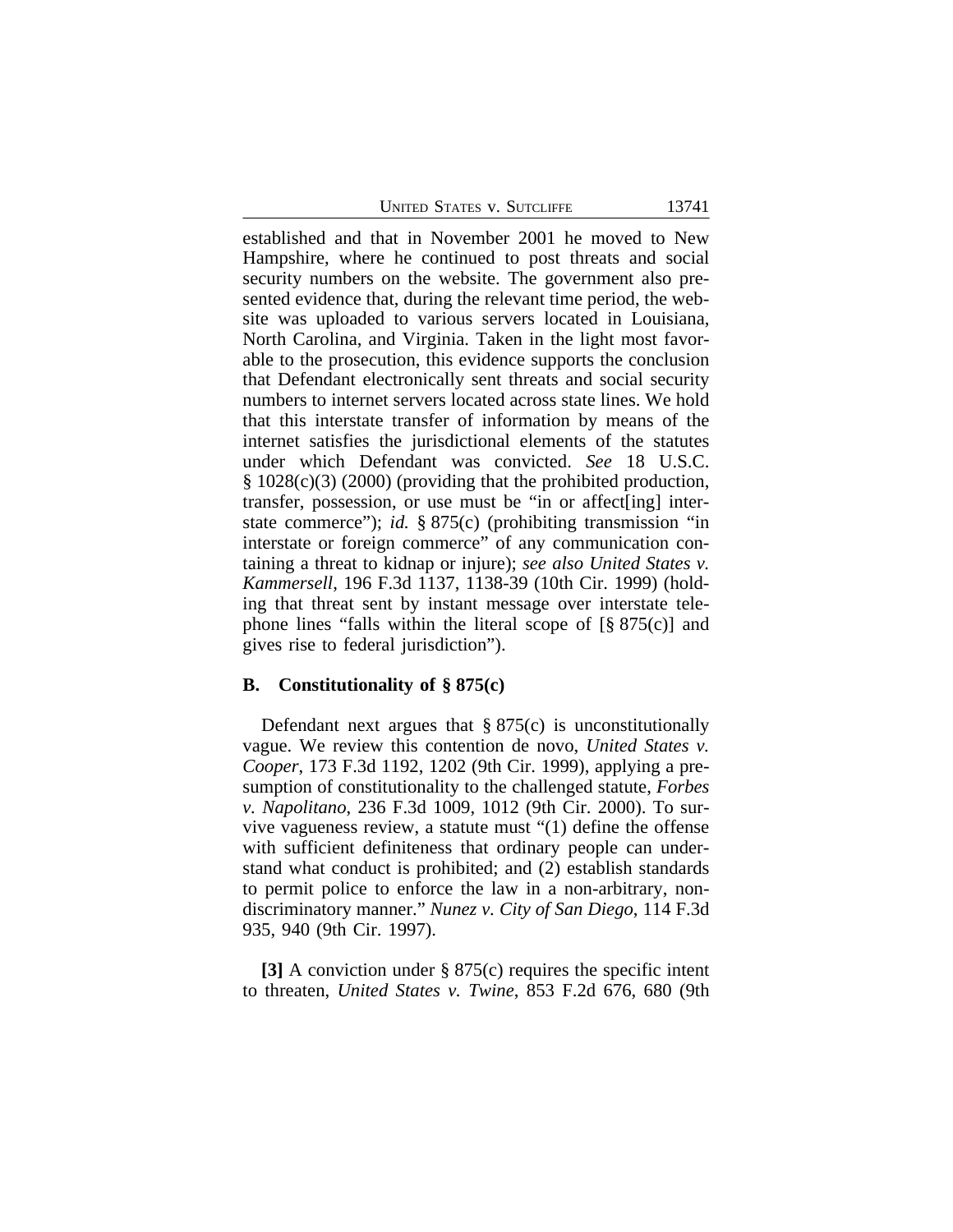established and that in November 2001 he moved to New Hampshire, where he continued to post threats and social security numbers on the website. The government also presented evidence that, during the relevant time period, the website was uploaded to various servers located in Louisiana, North Carolina, and Virginia. Taken in the light most favorable to the prosecution, this evidence supports the conclusion that Defendant electronically sent threats and social security numbers to internet servers located across state lines. We hold that this interstate transfer of information by means of the internet satisfies the jurisdictional elements of the statutes under which Defendant was convicted. *See* 18 U.S.C. § 1028(c)(3) (2000) (providing that the prohibited production, transfer, possession, or use must be "in or affect[ing] interstate commerce"); *id.* § 875(c) (prohibiting transmission "in interstate or foreign commerce" of any communication containing a threat to kidnap or injure); *see also United States v. Kammersell*, 196 F.3d 1137, 1138-39 (10th Cir. 1999) (holding that threat sent by instant message over interstate telephone lines "falls within the literal scope of [§ 875(c)] and gives rise to federal jurisdiction").

### B. Constitutionality of § 875(c)

Defendant next argues that § 875(c) is unconstitutionally vague. We review this contention de novo, *United States v. Cooper*, 173 F.3d 1192, 1202 (9th Cir. 1999), applying a presumption of constitutionality to the challenged statute, *Forbes v. Napolitano*, 236 F.3d 1009, 1012 (9th Cir. 2000). To survive vagueness review, a statute must "(1) define the offense with sufficient definiteness that ordinary people can understand what conduct is prohibited; and (2) establish standards to permit police to enforce the law in a non-arbitrary, non-discriminatory manner." *Nunez v. City of San Diego*, 114 F.3d 935, 940 (9th Cir. 1997).

**[3]** A conviction under § 875(c) requires the specific intent to threaten, *United States v. Twine*, 853 F.2d 676, 680 (9th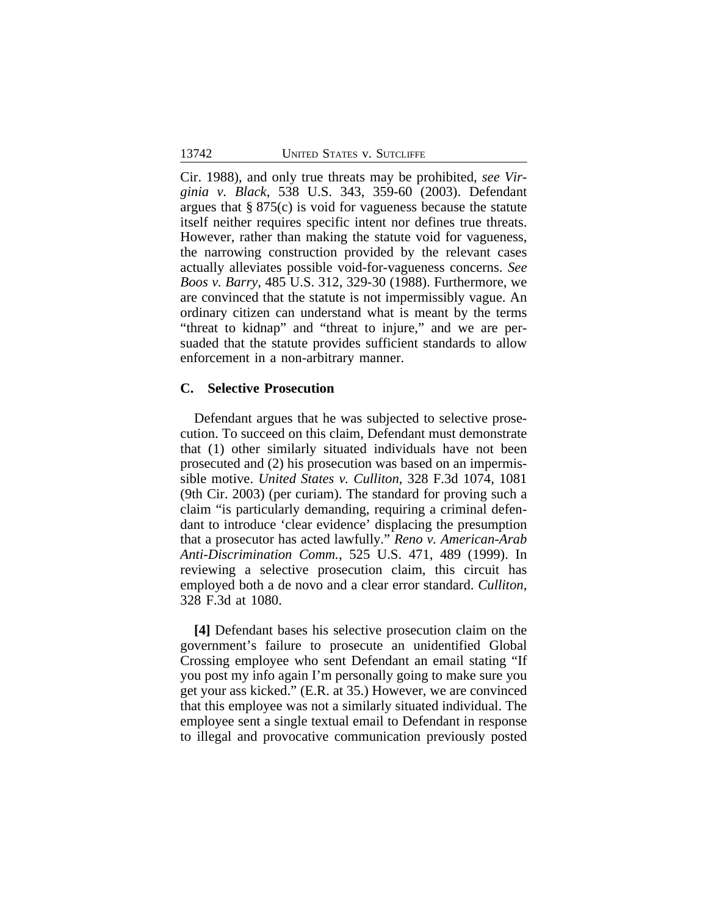Cir. 1988), and only true threats may be prohibited, *see Virginia v. Black*, 538 U.S. 343, 359-60 (2003). Defendant argues that § 875(c) is void for vagueness because the statute itself neither requires specific intent nor defines true threats. However, rather than making the statute void for vagueness, the narrowing construction provided by the relevant cases actually alleviates possible void-for-vagueness concerns. *See Boos v. Barry*, 485 U.S. 312, 329-30 (1988). Furthermore, we are convinced that the statute is not impermissibly vague. An ordinary citizen can understand what is meant by the terms "threat to kidnap" and "threat to injure," and we are persuaded that the statute provides sufficient standards to allow enforcement in a non-arbitrary manner.

### C. Selective Prosecution

Defendant argues that he was subjected to selective prosecution. To succeed on this claim, Defendant must demonstrate that (1) other similarly situated individuals have not been prosecuted and (2) his prosecution was based on an impermissible motive. *United States v. Culliton*, 328 F.3d 1074, 1081 (9th Cir. 2003) (per curiam). The standard for proving such a claim "is particularly demanding, requiring a criminal defendant to introduce 'clear evidence' displacing the presumption that a prosecutor has acted lawfully." *Reno v. American-Arab Anti-Discrimination Comm.*, 525 U.S. 471, 489 (1999). In reviewing a selective prosecution claim, this circuit has employed both a de novo and a clear error standard. *Culliton*, 328 F.3d at 1080.

**[4]** Defendant bases his selective prosecution claim on the government's failure to prosecute an unidentified Global Crossing employee who sent Defendant an email stating "If you post my info again I'm personally going to make sure you get your ass kicked." (E.R. at 35.) However, we are convinced that this employee was not a similarly situated individual. The employee sent a single textual email to Defendant in response to illegal and provocative communication previously posted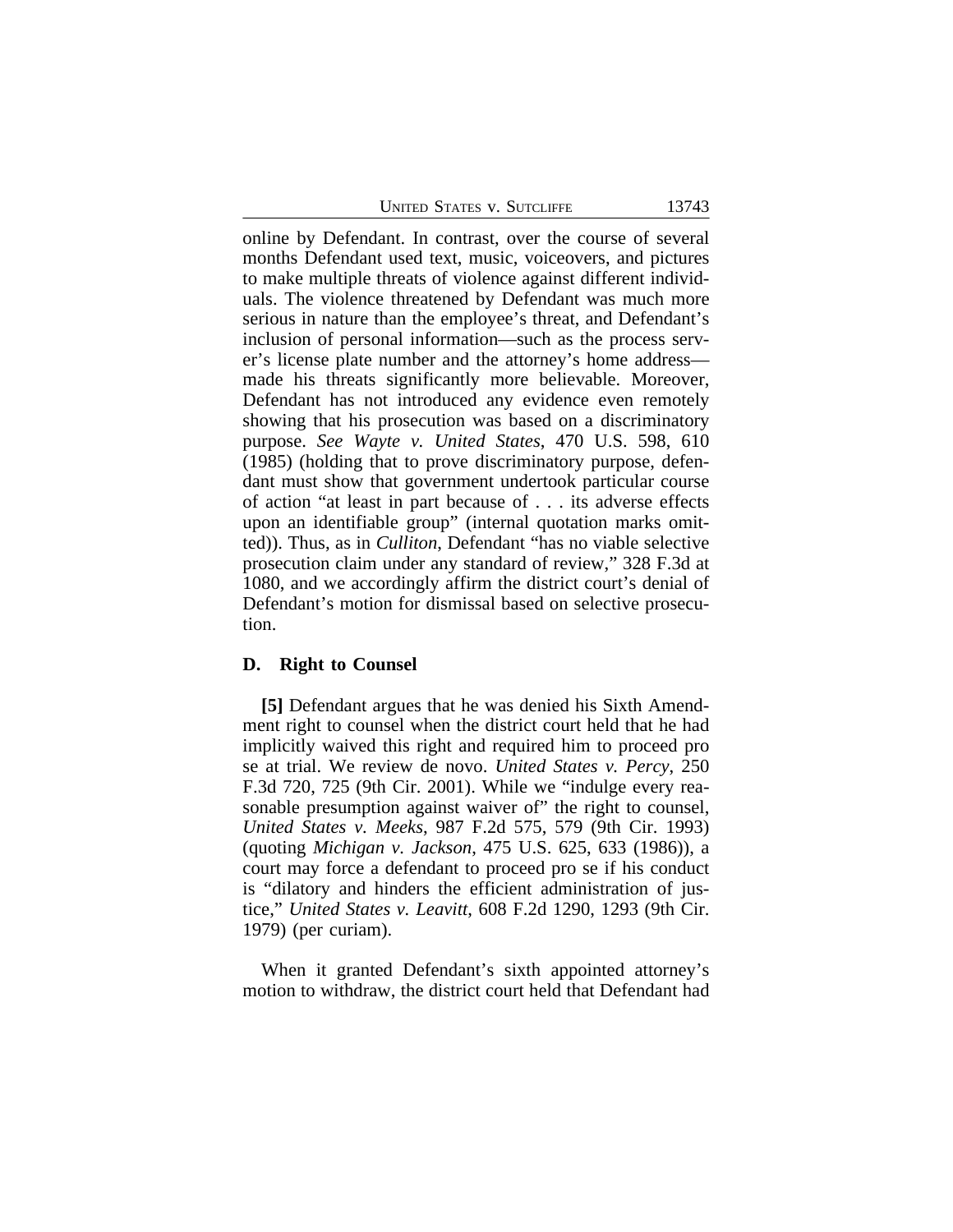online by Defendant. In contrast, over the course of several months Defendant used text, music, voiceovers, and pictures to make multiple threats of violence against different individuals. The violence threatened by Defendant was much more serious in nature than the employee's threat, and Defendant's inclusion of personal information—such as the process server's license plate number and the attorney's home address—made his threats significantly more believable. Moreover, Defendant has not introduced any evidence even remotely showing that his prosecution was based on a discriminatory purpose. *See Wayte v. United States*, 470 U.S. 598, 610 (1985) (holding that to prove discriminatory purpose, defendant must show that government undertook particular course of action "at least in part because of . . . its adverse effects upon an identifiable group" (internal quotation marks omitted)). Thus, as in *Culliton*, Defendant "has no viable selective prosecution claim under any standard of review," 328 F.3d at 1080, and we accordingly affirm the district court's denial of Defendant's motion for dismissal based on selective prosecution.

### D. Right to Counsel

**[5]** Defendant argues that he was denied his Sixth Amendment right to counsel when the district court held that he had implicitly waived this right and required him to proceed pro se at trial. We review de novo. *United States v. Percy*, 250 F.3d 720, 725 (9th Cir. 2001). While we "indulge every reasonable presumption against waiver of" the right to counsel, *United States v. Meeks*, 987 F.2d 575, 579 (9th Cir. 1993) (quoting *Michigan v. Jackson*, 475 U.S. 625, 633 (1986)), a court may force a defendant to proceed pro se if his conduct is "dilatory and hinders the efficient administration of justice," *United States v. Leavitt*, 608 F.2d 1290, 1293 (9th Cir. 1979) (per curiam).

When it granted Defendant's sixth appointed attorney's motion to withdraw, the district court held that Defendant had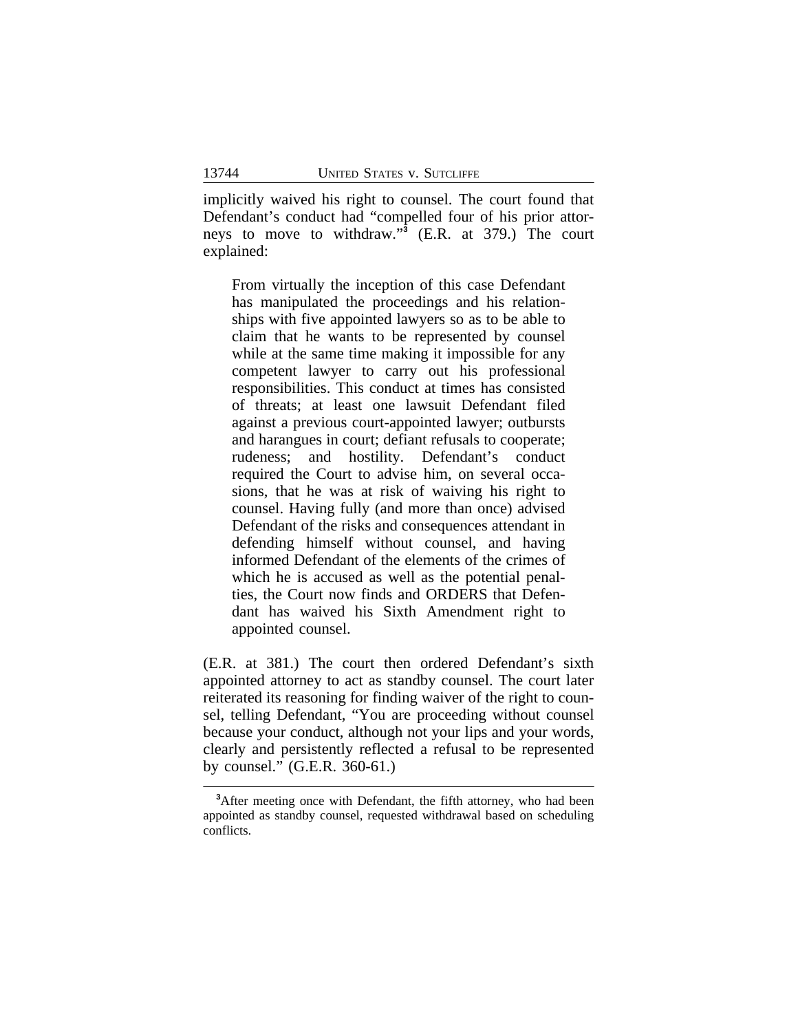implicitly waived his right to counsel. The court found that Defendant's conduct had "compelled four of his prior attorneys to move to withdraw."[3] (E.R. at 379.) The court explained:

> From virtually the inception of this case Defendant has manipulated the proceedings and his relationships with five appointed lawyers so as to be able to claim that he wants to be represented by counsel while at the same time making it impossible for any competent lawyer to carry out his professional responsibilities. This conduct at times has consisted of threats; at least one lawsuit Defendant filed against a previous court-appointed lawyer; outbursts and harangues in court; defiant refusals to cooperate; rudeness; and hostility. Defendant's conduct required the Court to advise him, on several occasions, that he was at risk of waiving his right to counsel. Having fully (and more than once) advised Defendant of the risks and consequences attendant in defending himself without counsel, and having informed Defendant of the elements of the crimes of which he is accused as well as the potential penalties, the Court now finds and ORDERS that Defendant has waived his Sixth Amendment right to appointed counsel.

(E.R. at 381.) The court then ordered Defendant's sixth appointed attorney to act as standby counsel. The court later reiterated its reasoning for finding waiver of the right to counsel, telling Defendant, "You are proceeding without counsel because your conduct, although not your lips and your words, clearly and persistently reflected a refusal to be represented by counsel." (G.E.R. 360-61.)

---

[3] After meeting once with Defendant, the fifth attorney, who had been appointed as standby counsel, requested withdrawal based on scheduling conflicts.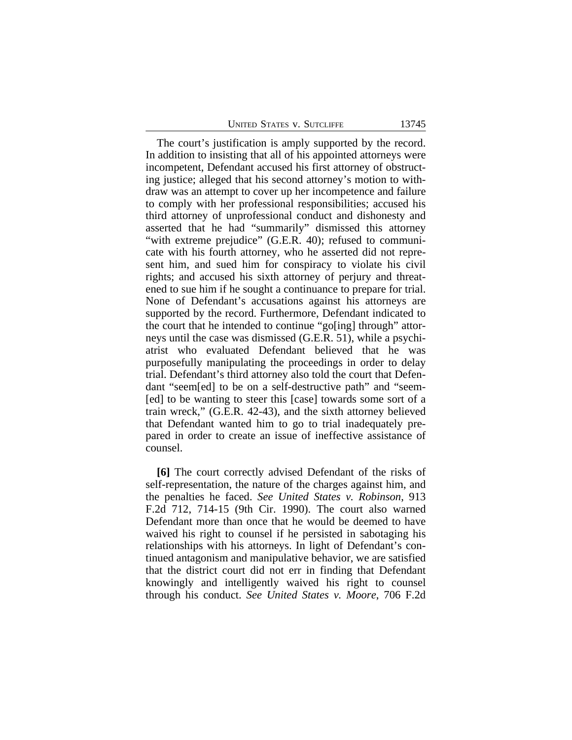The court's justification is amply supported by the record. In addition to insisting that all of his appointed attorneys were incompetent, Defendant accused his first attorney of obstructing justice; alleged that his second attorney's motion to withdraw was an attempt to cover up her incompetence and failure to comply with her professional responsibilities; accused his third attorney of unprofessional conduct and dishonesty and asserted that he had "summarily" dismissed this attorney "with extreme prejudice" (G.E.R. 40); refused to communicate with his fourth attorney, who he asserted did not represent him, and sued him for conspiracy to violate his civil rights; and accused his sixth attorney of perjury and threatened to sue him if he sought a continuance to prepare for trial. None of Defendant's accusations against his attorneys are supported by the record. Furthermore, Defendant indicated to the court that he intended to continue "go[ing] through" attorneys until the case was dismissed (G.E.R. 51), while a psychiatrist who evaluated Defendant believed that he was purposefully manipulating the proceedings in order to delay trial. Defendant's third attorney also told the court that Defendant "seem[ed] to be on a self-destructive path" and "seem[ed] to be wanting to steer this [case] towards some sort of a train wreck," (G.E.R. 42-43), and the sixth attorney believed that Defendant wanted him to go to trial inadequately prepared in order to create an issue of ineffective assistance of counsel.

**[6]** The court correctly advised Defendant of the risks of self-representation, the nature of the charges against him, and the penalties he faced. *See United States v. Robinson*, 913 F.2d 712, 714-15 (9th Cir. 1990). The court also warned Defendant more than once that he would be deemed to have waived his right to counsel if he persisted in sabotaging his relationships with his attorneys. In light of Defendant's continued antagonism and manipulative behavior, we are satisfied that the district court did not err in finding that Defendant knowingly and intelligently waived his right to counsel through his conduct. *See United States v. Moore*, 706 F.2d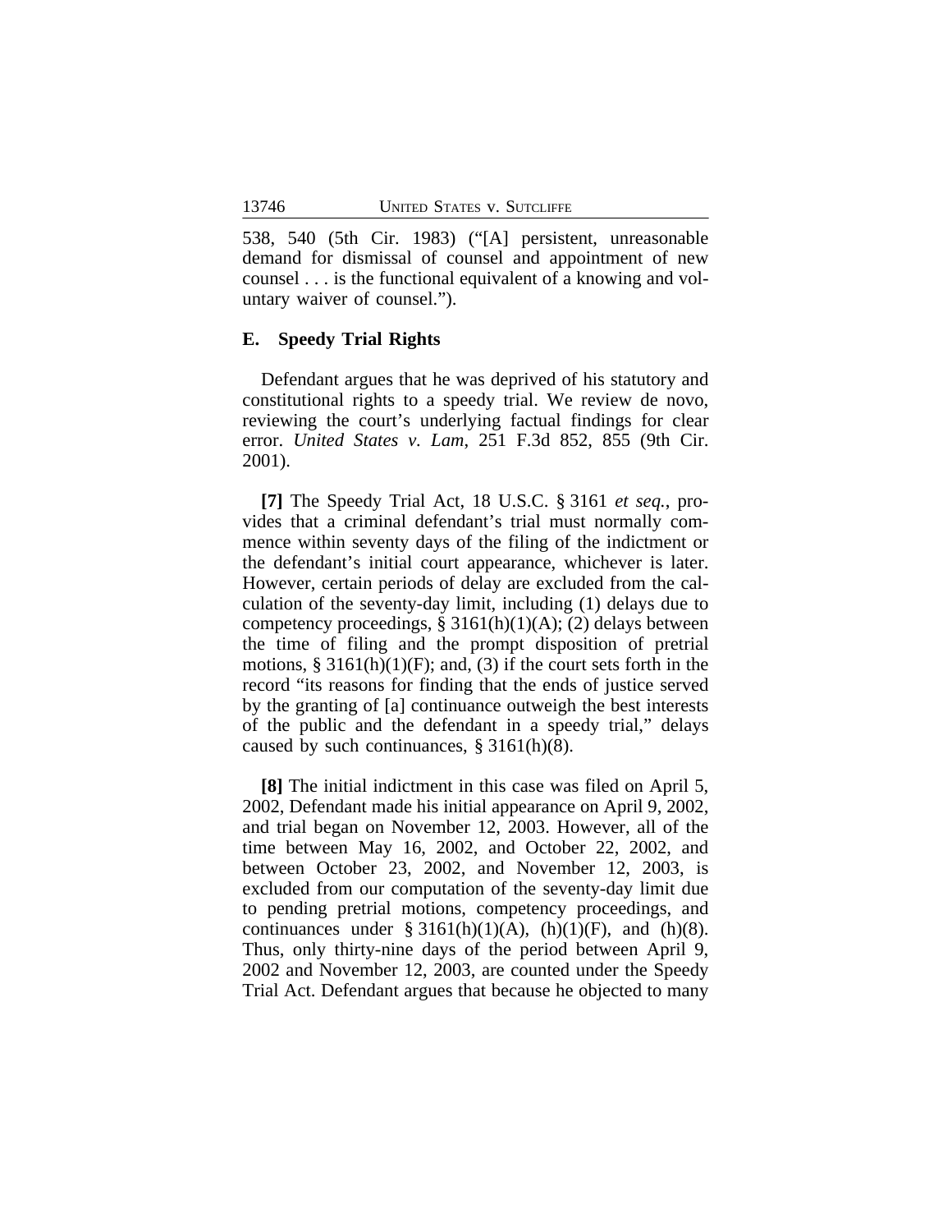538, 540 (5th Cir. 1983) ("[A] persistent, unreasonable demand for dismissal of counsel and appointment of new counsel . . . is the functional equivalent of a knowing and voluntary waiver of counsel.").

### E. Speedy Trial Rights

Defendant argues that he was deprived of his statutory and constitutional rights to a speedy trial. We review de novo, reviewing the court's underlying factual findings for clear error. *United States v. Lam*, 251 F.3d 852, 855 (9th Cir. 2001).

**[7]** The Speedy Trial Act, 18 U.S.C. § 3161 *et seq.*, provides that a criminal defendant's trial must normally commence within seventy days of the filing of the indictment or the defendant's initial court appearance, whichever is later. However, certain periods of delay are excluded from the calculation of the seventy-day limit, including (1) delays due to competency proceedings, § 3161(h)(1)(A); (2) delays between the time of filing and the prompt disposition of pretrial motions, § 3161(h)(1)(F); and, (3) if the court sets forth in the record "its reasons for finding that the ends of justice served by the granting of [a] continuance outweigh the best interests of the public and the defendant in a speedy trial," delays caused by such continuances, § 3161(h)(8).

**[8]** The initial indictment in this case was filed on April 5, 2002, Defendant made his initial appearance on April 9, 2002, and trial began on November 12, 2003. However, all of the time between May 16, 2002, and October 22, 2002, and between October 23, 2002, and November 12, 2003, is excluded from our computation of the seventy-day limit due to pending pretrial motions, competency proceedings, and continuances under § 3161(h)(1)(A), (h)(1)(F), and (h)(8). Thus, only thirty-nine days of the period between April 9, 2002 and November 12, 2003, are counted under the Speedy Trial Act. Defendant argues that because he objected to many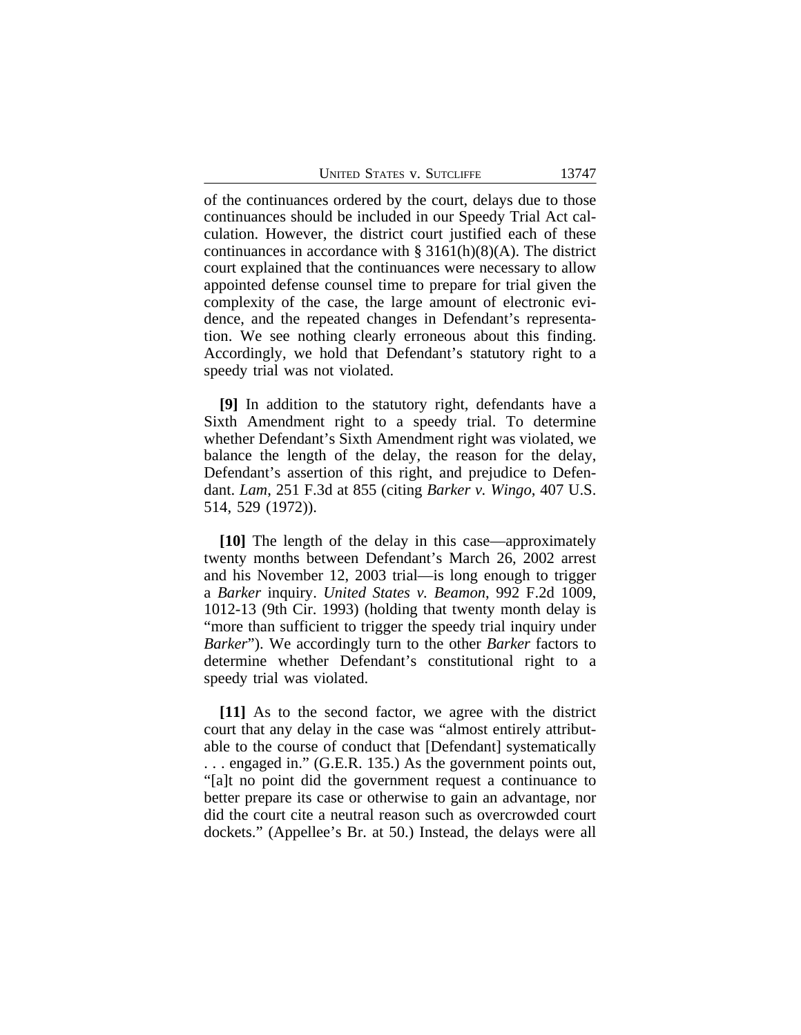of the continuances ordered by the court, delays due to those continuances should be included in our Speedy Trial Act calculation. However, the district court justified each of these continuances in accordance with § 3161(h)(8)(A). The district court explained that the continuances were necessary to allow appointed defense counsel time to prepare for trial given the complexity of the case, the large amount of electronic evidence, and the repeated changes in Defendant's representation. We see nothing clearly erroneous about this finding. Accordingly, we hold that Defendant's statutory right to a speedy trial was not violated.

**[9]** In addition to the statutory right, defendants have a Sixth Amendment right to a speedy trial. To determine whether Defendant's Sixth Amendment right was violated, we balance the length of the delay, the reason for the delay, Defendant's assertion of this right, and prejudice to Defendant. *Lam*, 251 F.3d at 855 (citing *Barker v. Wingo*, 407 U.S. 514, 529 (1972)).

**[10]** The length of the delay in this case—approximately twenty months between Defendant's March 26, 2002 arrest and his November 12, 2003 trial—is long enough to trigger a *Barker* inquiry. *United States v. Beamon*, 992 F.2d 1009, 1012-13 (9th Cir. 1993) (holding that twenty month delay is "more than sufficient to trigger the speedy trial inquiry under *Barker*"). We accordingly turn to the other *Barker* factors to determine whether Defendant's constitutional right to a speedy trial was violated.

**[11]** As to the second factor, we agree with the district court that any delay in the case was "almost entirely attributable to the course of conduct that [Defendant] systematically . . . engaged in." (G.E.R. 135.) As the government points out, "[a]t no point did the government request a continuance to better prepare its case or otherwise to gain an advantage, nor did the court cite a neutral reason such as overcrowded court dockets." (Appellee's Br. at 50.) Instead, the delays were all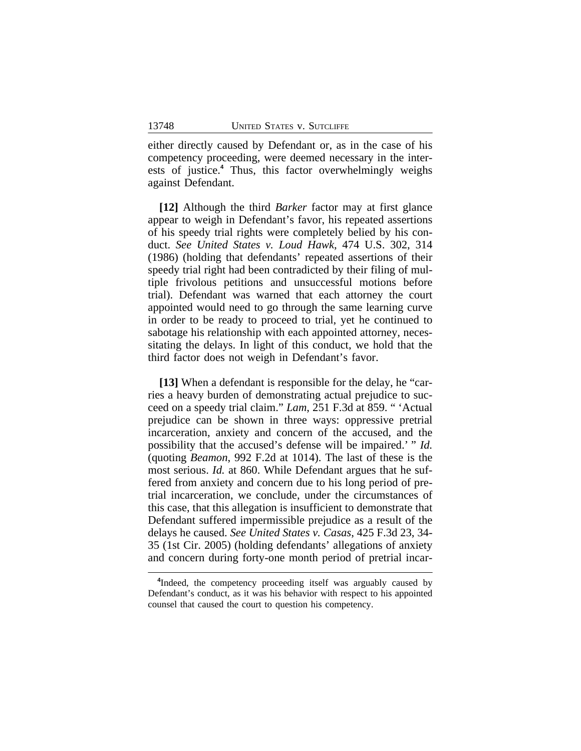either directly caused by Defendant or, as in the case of his competency proceeding, were deemed necessary in the interests of justice.[4] Thus, this factor overwhelmingly weighs against Defendant.

**[12]** Although the third *Barker* factor may at first glance appear to weigh in Defendant's favor, his repeated assertions of his speedy trial rights were completely belied by his conduct. *See United States v. Loud Hawk*, 474 U.S. 302, 314 (1986) (holding that defendants' repeated assertions of their speedy trial right had been contradicted by their filing of multiple frivolous petitions and unsuccessful motions before trial). Defendant was warned that each attorney the court appointed would need to go through the same learning curve in order to be ready to proceed to trial, yet he continued to sabotage his relationship with each appointed attorney, necessitating the delays. In light of this conduct, we hold that the third factor does not weigh in Defendant's favor.

**[13]** When a defendant is responsible for the delay, he "carries a heavy burden of demonstrating actual prejudice to succeed on a speedy trial claim." *Lam*, 251 F.3d at 859. " 'Actual prejudice can be shown in three ways: oppressive pretrial incarceration, anxiety and concern of the accused, and the possibility that the accused's defense will be impaired.' " *Id.* (quoting *Beamon*, 992 F.2d at 1014). The last of these is the most serious. *Id.* at 860. While Defendant argues that he suffered from anxiety and concern due to his long period of pretrial incarceration, we conclude, under the circumstances of this case, that this allegation is insufficient to demonstrate that Defendant suffered impermissible prejudice as a result of the delays he caused. *See United States v. Casas*, 425 F.3d 23, 34-35 (1st Cir. 2005) (holding defendants' allegations of anxiety and concern during forty-one month period of pretrial incar-

[4] Indeed, the competency proceeding itself was arguably caused by Defendant's conduct, as it was his behavior with respect to his appointed counsel that caused the court to question his competency.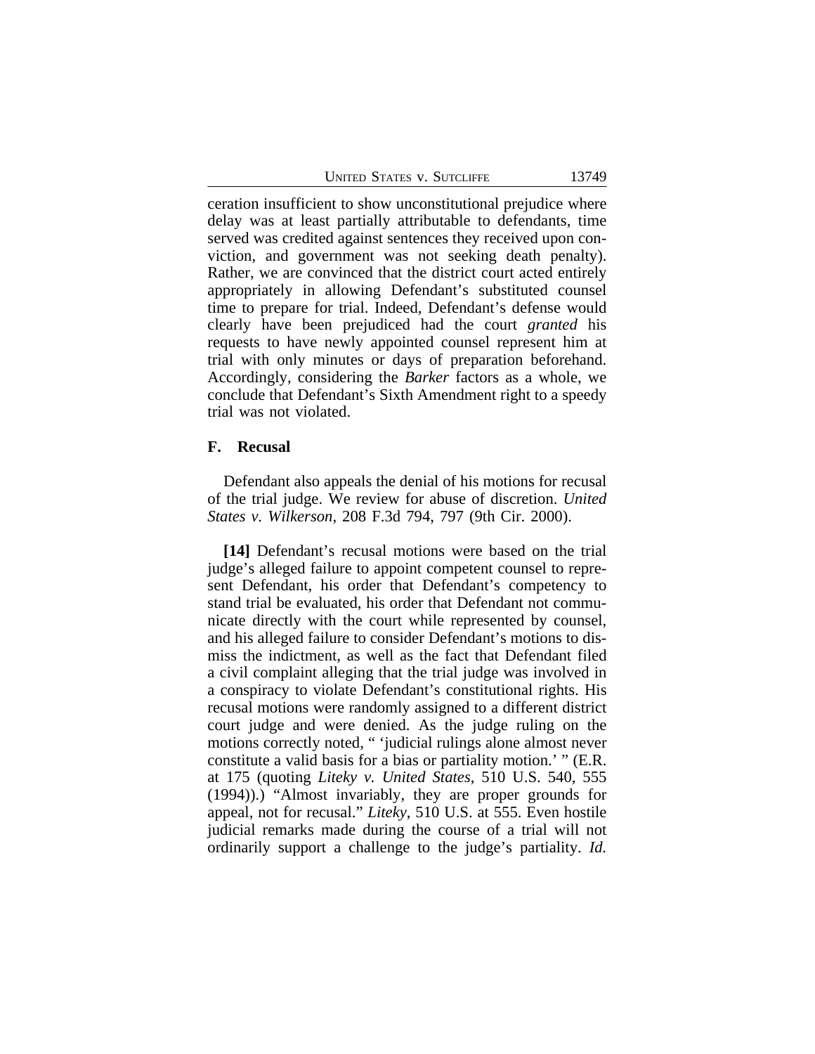ceration insufficient to show unconstitutional prejudice where delay was at least partially attributable to defendants, time served was credited against sentences they received upon conviction, and government was not seeking death penalty). Rather, we are convinced that the district court acted entirely appropriately in allowing Defendant's substituted counsel time to prepare for trial. Indeed, Defendant's defense would clearly have been prejudiced had the court *granted* his requests to have newly appointed counsel represent him at trial with only minutes or days of preparation beforehand. Accordingly, considering the *Barker* factors as a whole, we conclude that Defendant's Sixth Amendment right to a speedy trial was not violated.

### F. Recusal

Defendant also appeals the denial of his motions for recusal of the trial judge. We review for abuse of discretion. *United States v. Wilkerson*, 208 F.3d 794, 797 (9th Cir. 2000).

**[14]** Defendant's recusal motions were based on the trial judge's alleged failure to appoint competent counsel to represent Defendant, his order that Defendant's competency to stand trial be evaluated, his order that Defendant not communicate directly with the court while represented by counsel, and his alleged failure to consider Defendant's motions to dismiss the indictment, as well as the fact that Defendant filed a civil complaint alleging that the trial judge was involved in a conspiracy to violate Defendant's constitutional rights. His recusal motions were randomly assigned to a different district court judge and were denied. As the judge ruling on the motions correctly noted, " 'judicial rulings alone almost never constitute a valid basis for a bias or partiality motion.' " (E.R. at 175 (quoting *Liteky v. United States*, 510 U.S. 540, 555 (1994)).) "Almost invariably, they are proper grounds for appeal, not for recusal." *Liteky*, 510 U.S. at 555. Even hostile judicial remarks made during the course of a trial will not ordinarily support a challenge to the judge's partiality. *Id.*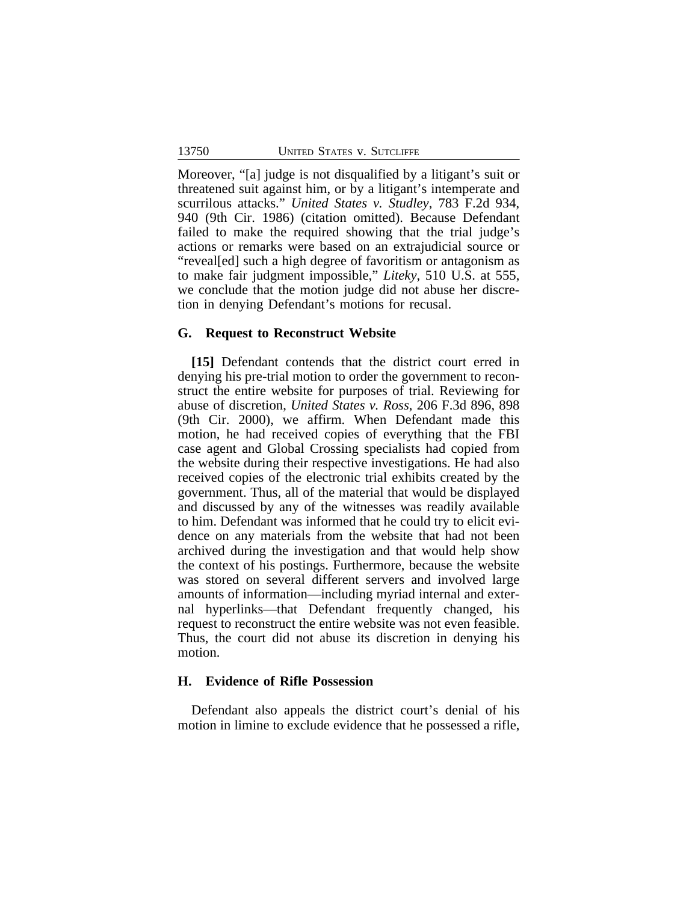Moreover, "[a] judge is not disqualified by a litigant's suit or threatened suit against him, or by a litigant's intemperate and scurrilous attacks." *United States v. Studley*, 783 F.2d 934, 940 (9th Cir. 1986) (citation omitted). Because Defendant failed to make the required showing that the trial judge's actions or remarks were based on an extrajudicial source or "reveal[ed] such a high degree of favoritism or antagonism as to make fair judgment impossible," *Liteky*, 510 U.S. at 555, we conclude that the motion judge did not abuse her discretion in denying Defendant's motions for recusal.

### G. Request to Reconstruct Website

**[15]** Defendant contends that the district court erred in denying his pre-trial motion to order the government to reconstruct the entire website for purposes of trial. Reviewing for abuse of discretion, *United States v. Ross*, 206 F.3d 896, 898 (9th Cir. 2000), we affirm. When Defendant made this motion, he had received copies of everything that the FBI case agent and Global Crossing specialists had copied from the website during their respective investigations. He had also received copies of the electronic trial exhibits created by the government. Thus, all of the material that would be displayed and discussed by any of the witnesses was readily available to him. Defendant was informed that he could try to elicit evidence on any materials from the website that had not been archived during the investigation and that would help show the context of his postings. Furthermore, because the website was stored on several different servers and involved large amounts of information—including myriad internal and external hyperlinks—that Defendant frequently changed, his request to reconstruct the entire website was not even feasible. Thus, the court did not abuse its discretion in denying his motion.

### H. Evidence of Rifle Possession

Defendant also appeals the district court's denial of his motion in limine to exclude evidence that he possessed a rifle,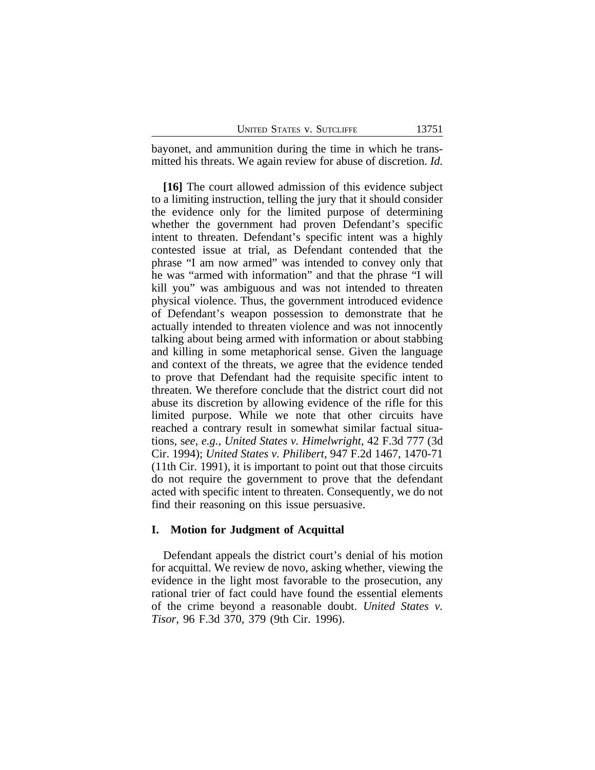bayonet, and ammunition during the time in which he transmitted his threats. We again review for abuse of discretion. *Id.*

**[16]** The court allowed admission of this evidence subject to a limiting instruction, telling the jury that it should consider the evidence only for the limited purpose of determining whether the government had proven Defendant's specific intent to threaten. Defendant's specific intent was a highly contested issue at trial, as Defendant contended that the phrase "I am now armed" was intended to convey only that he was "armed with information" and that the phrase "I will kill you" was ambiguous and was not intended to threaten physical violence. Thus, the government introduced evidence of Defendant's weapon possession to demonstrate that he actually intended to threaten violence and was not innocently talking about being armed with information or about stabbing and killing in some metaphorical sense. Given the language and context of the threats, we agree that the evidence tended to prove that Defendant had the requisite specific intent to threaten. We therefore conclude that the district court did not abuse its discretion by allowing evidence of the rifle for this limited purpose. While we note that other circuits have reached a contrary result in somewhat similar factual situations, s*ee, e.g.*, *United States v. Himelwright*, 42 F.3d 777 (3d Cir. 1994); *United States v. Philibert*, 947 F.2d 1467, 1470-71 (11th Cir. 1991), it is important to point out that those circuits do not require the government to prove that the defendant acted with specific intent to threaten. Consequently, we do not find their reasoning on this issue persuasive.

## I. Motion for Judgment of Acquittal

Defendant appeals the district court's denial of his motion for acquittal. We review de novo, asking whether, viewing the evidence in the light most favorable to the prosecution, any rational trier of fact could have found the essential elements of the crime beyond a reasonable doubt. *United States v. Tisor*, 96 F.3d 370, 379 (9th Cir. 1996).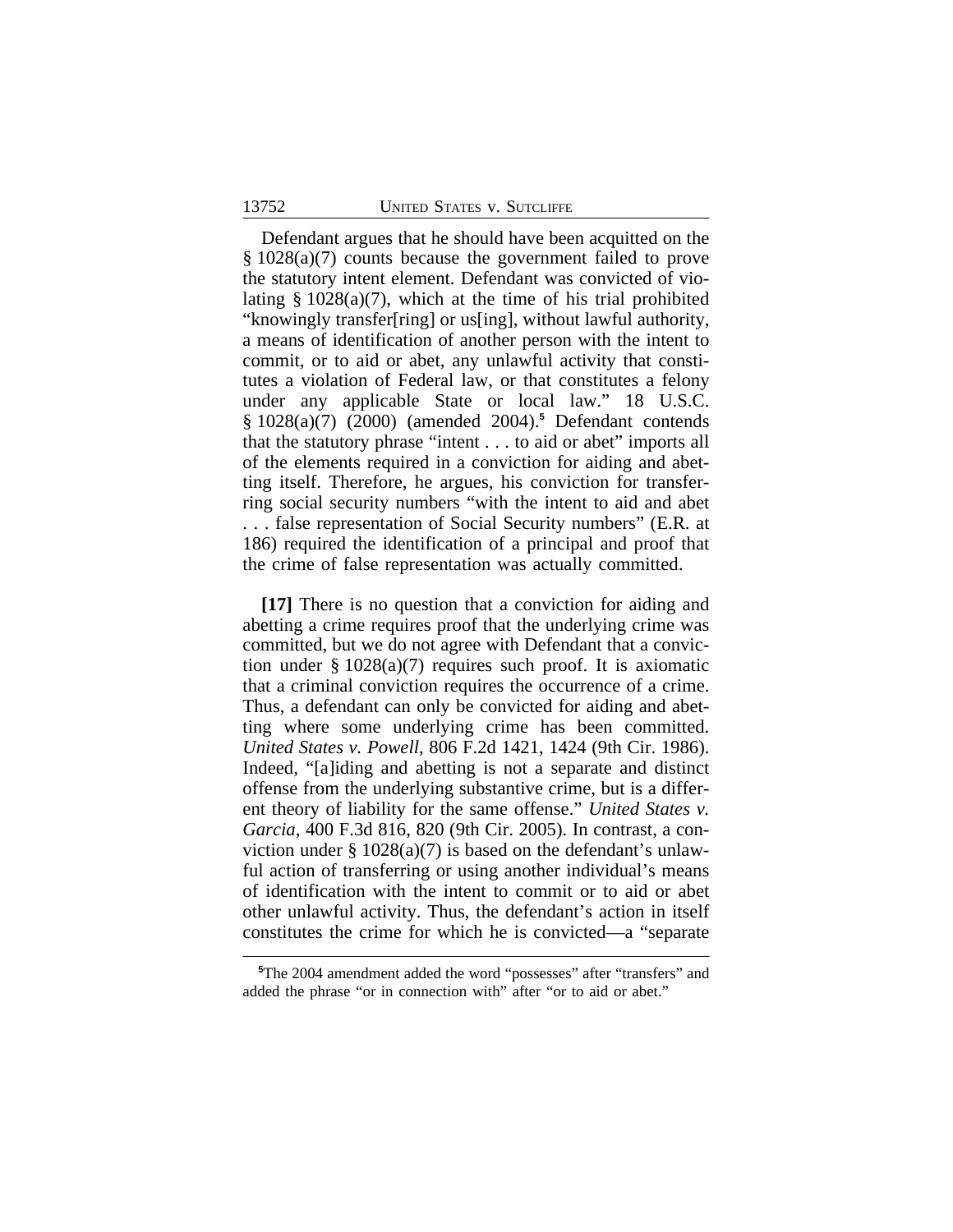Defendant argues that he should have been acquitted on the § 1028(a)(7) counts because the government failed to prove the statutory intent element. Defendant was convicted of violating § 1028(a)(7), which at the time of his trial prohibited "knowingly transfer[ring] or us[ing], without lawful authority, a means of identification of another person with the intent to commit, or to aid or abet, any unlawful activity that constitutes a violation of Federal law, or that constitutes a felony under any applicable State or local law." 18 U.S.C. § 1028(a)(7) (2000) (amended 2004).[5] Defendant contends that the statutory phrase "intent . . . to aid or abet" imports all of the elements required in a conviction for aiding and abetting itself. Therefore, he argues, his conviction for transferring social security numbers "with the intent to aid and abet . . . false representation of Social Security numbers" (E.R. at 186) required the identification of a principal and proof that the crime of false representation was actually committed.

**[17]** There is no question that a conviction for aiding and abetting a crime requires proof that the underlying crime was committed, but we do not agree with Defendant that a conviction under § 1028(a)(7) requires such proof. It is axiomatic that a criminal conviction requires the occurrence of a crime. Thus, a defendant can only be convicted for aiding and abetting where some underlying crime has been committed. *United States v. Powell*, 806 F.2d 1421, 1424 (9th Cir. 1986). Indeed, "[a]iding and abetting is not a separate and distinct offense from the underlying substantive crime, but is a different theory of liability for the same offense." *United States v. Garcia*, 400 F.3d 816, 820 (9th Cir. 2005). In contrast, a conviction under § 1028(a)(7) is based on the defendant's unlawful action of transferring or using another individual's means of identification with the intent to commit or to aid or abet other unlawful activity. Thus, the defendant's action in itself constitutes the crime for which he is convicted—a "separate

[5]The 2004 amendment added the word "possesses" after "transfers" and added the phrase "or in connection with" after "or to aid or abet."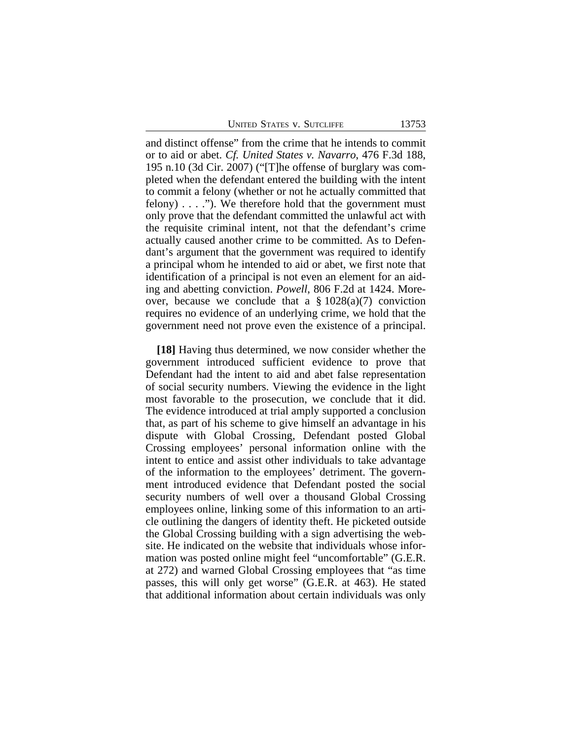and distinct offense" from the crime that he intends to commit or to aid or abet. *Cf. United States v. Navarro*, 476 F.3d 188, 195 n.10 (3d Cir. 2007) ("[T]he offense of burglary was completed when the defendant entered the building with the intent to commit a felony (whether or not he actually committed that felony) . . . ."). We therefore hold that the government must only prove that the defendant committed the unlawful act with the requisite criminal intent, not that the defendant's crime actually caused another crime to be committed. As to Defendant's argument that the government was required to identify a principal whom he intended to aid or abet, we first note that identification of a principal is not even an element for an aiding and abetting conviction. *Powell*, 806 F.2d at 1424. Moreover, because we conclude that a § 1028(a)(7) conviction requires no evidence of an underlying crime, we hold that the government need not prove even the existence of a principal.

**[18]** Having thus determined, we now consider whether the government introduced sufficient evidence to prove that Defendant had the intent to aid and abet false representation of social security numbers. Viewing the evidence in the light most favorable to the prosecution, we conclude that it did. The evidence introduced at trial amply supported a conclusion that, as part of his scheme to give himself an advantage in his dispute with Global Crossing, Defendant posted Global Crossing employees' personal information online with the intent to entice and assist other individuals to take advantage of the information to the employees' detriment. The government introduced evidence that Defendant posted the social security numbers of well over a thousand Global Crossing employees online, linking some of this information to an article outlining the dangers of identity theft. He picketed outside the Global Crossing building with a sign advertising the website. He indicated on the website that individuals whose information was posted online might feel "uncomfortable" (G.E.R. at 272) and warned Global Crossing employees that "as time passes, this will only get worse" (G.E.R. at 463). He stated that additional information about certain individuals was only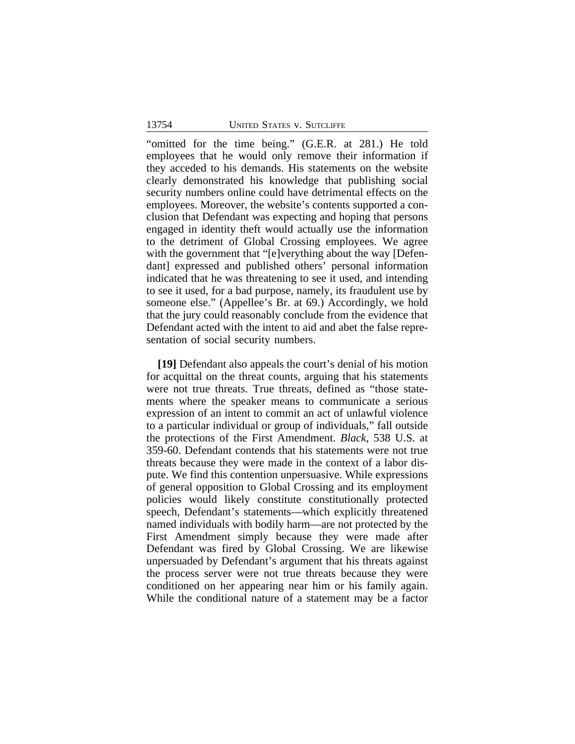"omitted for the time being." (G.E.R. at 281.) He told employees that he would only remove their information if they acceded to his demands. His statements on the website clearly demonstrated his knowledge that publishing social security numbers online could have detrimental effects on the employees. Moreover, the website's contents supported a conclusion that Defendant was expecting and hoping that persons engaged in identity theft would actually use the information to the detriment of Global Crossing employees. We agree with the government that "[e]verything about the way [Defendant] expressed and published others' personal information indicated that he was threatening to see it used, and intending to see it used, for a bad purpose, namely, its fraudulent use by someone else." (Appellee's Br. at 69.) Accordingly, we hold that the jury could reasonably conclude from the evidence that Defendant acted with the intent to aid and abet the false representation of social security numbers.

**[19]** Defendant also appeals the court's denial of his motion for acquittal on the threat counts, arguing that his statements were not true threats. True threats, defined as "those statements where the speaker means to communicate a serious expression of an intent to commit an act of unlawful violence to a particular individual or group of individuals," fall outside the protections of the First Amendment. *Black*, 538 U.S. at 359-60. Defendant contends that his statements were not true threats because they were made in the context of a labor dispute. We find this contention unpersuasive. While expressions of general opposition to Global Crossing and its employment policies would likely constitute constitutionally protected speech, Defendant's statements—which explicitly threatened named individuals with bodily harm—are not protected by the First Amendment simply because they were made after Defendant was fired by Global Crossing. We are likewise unpersuaded by Defendant's argument that his threats against the process server were not true threats because they were conditioned on her appearing near him or his family again. While the conditional nature of a statement may be a factor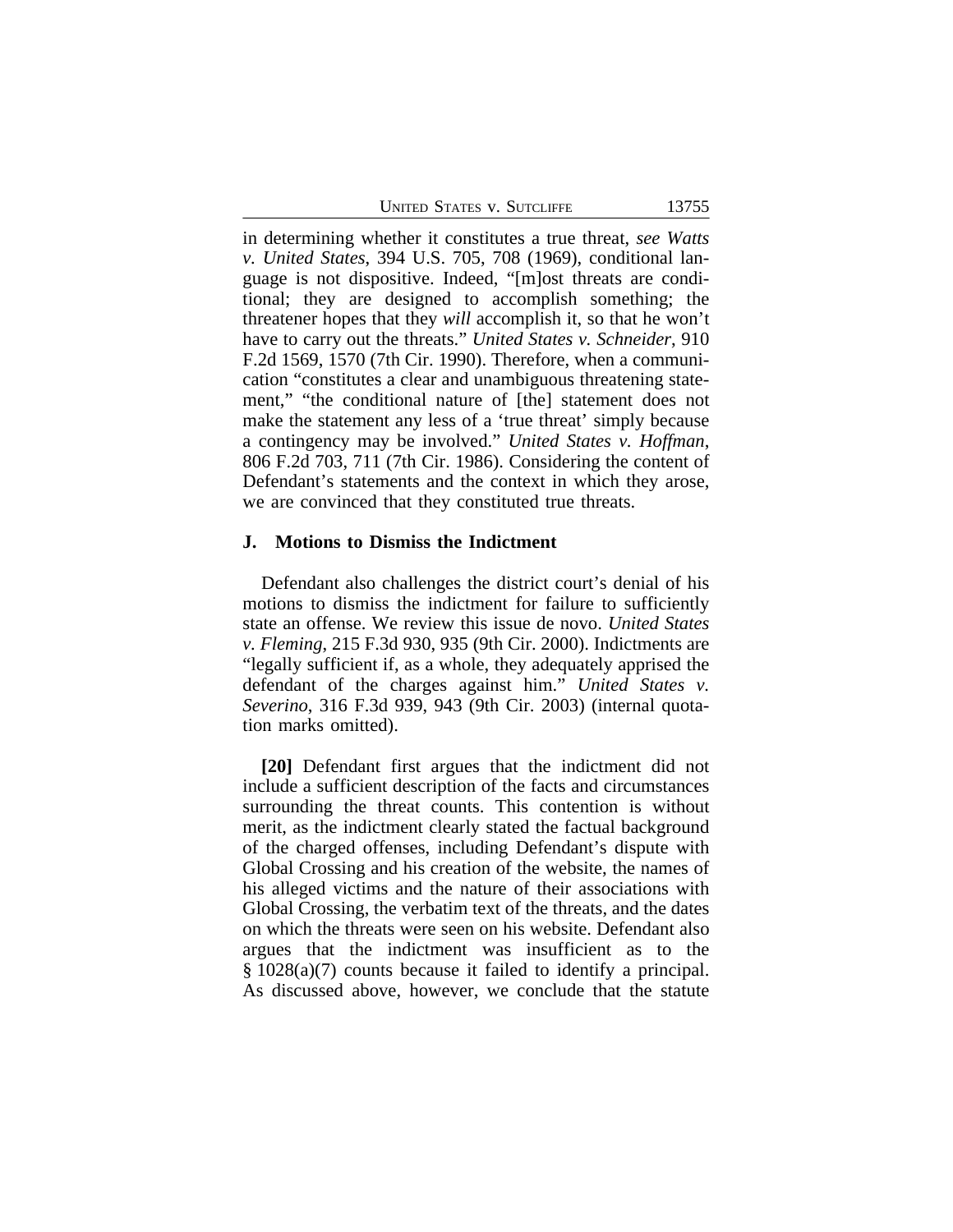in determining whether it constitutes a true threat, *see Watts v. United States*, 394 U.S. 705, 708 (1969), conditional language is not dispositive. Indeed, "[m]ost threats are conditional; they are designed to accomplish something; the threatener hopes that they *will* accomplish it, so that he won't have to carry out the threats." *United States v. Schneider*, 910 F.2d 1569, 1570 (7th Cir. 1990). Therefore, when a communication "constitutes a clear and unambiguous threatening statement," "the conditional nature of [the] statement does not make the statement any less of a 'true threat' simply because a contingency may be involved." *United States v. Hoffman*, 806 F.2d 703, 711 (7th Cir. 1986). Considering the content of Defendant's statements and the context in which they arose, we are convinced that they constituted true threats.

### J. Motions to Dismiss the Indictment

Defendant also challenges the district court's denial of his motions to dismiss the indictment for failure to sufficiently state an offense. We review this issue de novo. *United States v. Fleming*, 215 F.3d 930, 935 (9th Cir. 2000). Indictments are "legally sufficient if, as a whole, they adequately apprised the defendant of the charges against him." *United States v. Severino*, 316 F.3d 939, 943 (9th Cir. 2003) (internal quotation marks omitted).

**[20]** Defendant first argues that the indictment did not include a sufficient description of the facts and circumstances surrounding the threat counts. This contention is without merit, as the indictment clearly stated the factual background of the charged offenses, including Defendant's dispute with Global Crossing and his creation of the website, the names of his alleged victims and the nature of their associations with Global Crossing, the verbatim text of the threats, and the dates on which the threats were seen on his website. Defendant also argues that the indictment was insufficient as to the § 1028(a)(7) counts because it failed to identify a principal. As discussed above, however, we conclude that the statute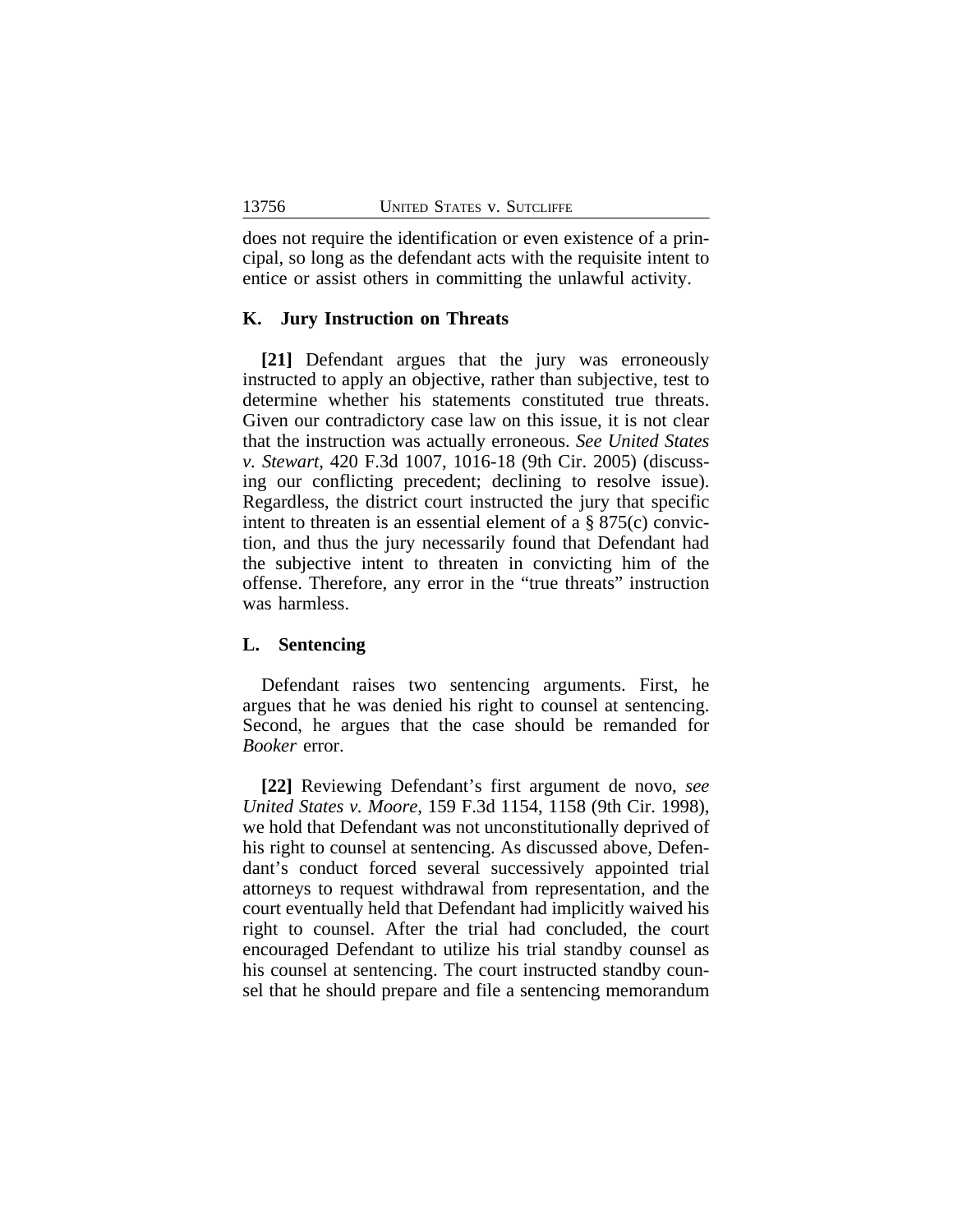does not require the identification or even existence of a principal, so long as the defendant acts with the requisite intent to entice or assist others in committing the unlawful activity.

### K. Jury Instruction on Threats

**[21]** Defendant argues that the jury was erroneously instructed to apply an objective, rather than subjective, test to determine whether his statements constituted true threats. Given our contradictory case law on this issue, it is not clear that the instruction was actually erroneous. *See United States v. Stewart*, 420 F.3d 1007, 1016-18 (9th Cir. 2005) (discussing our conflicting precedent; declining to resolve issue). Regardless, the district court instructed the jury that specific intent to threaten is an essential element of a § 875(c) conviction, and thus the jury necessarily found that Defendant had the subjective intent to threaten in convicting him of the offense. Therefore, any error in the "true threats" instruction was harmless.

### L. Sentencing

Defendant raises two sentencing arguments. First, he argues that he was denied his right to counsel at sentencing. Second, he argues that the case should be remanded for *Booker* error.

**[22]** Reviewing Defendant's first argument de novo, *see United States v. Moore*, 159 F.3d 1154, 1158 (9th Cir. 1998), we hold that Defendant was not unconstitutionally deprived of his right to counsel at sentencing. As discussed above, Defendant's conduct forced several successively appointed trial attorneys to request withdrawal from representation, and the court eventually held that Defendant had implicitly waived his right to counsel. After the trial had concluded, the court encouraged Defendant to utilize his trial standby counsel as his counsel at sentencing. The court instructed standby counsel that he should prepare and file a sentencing memorandum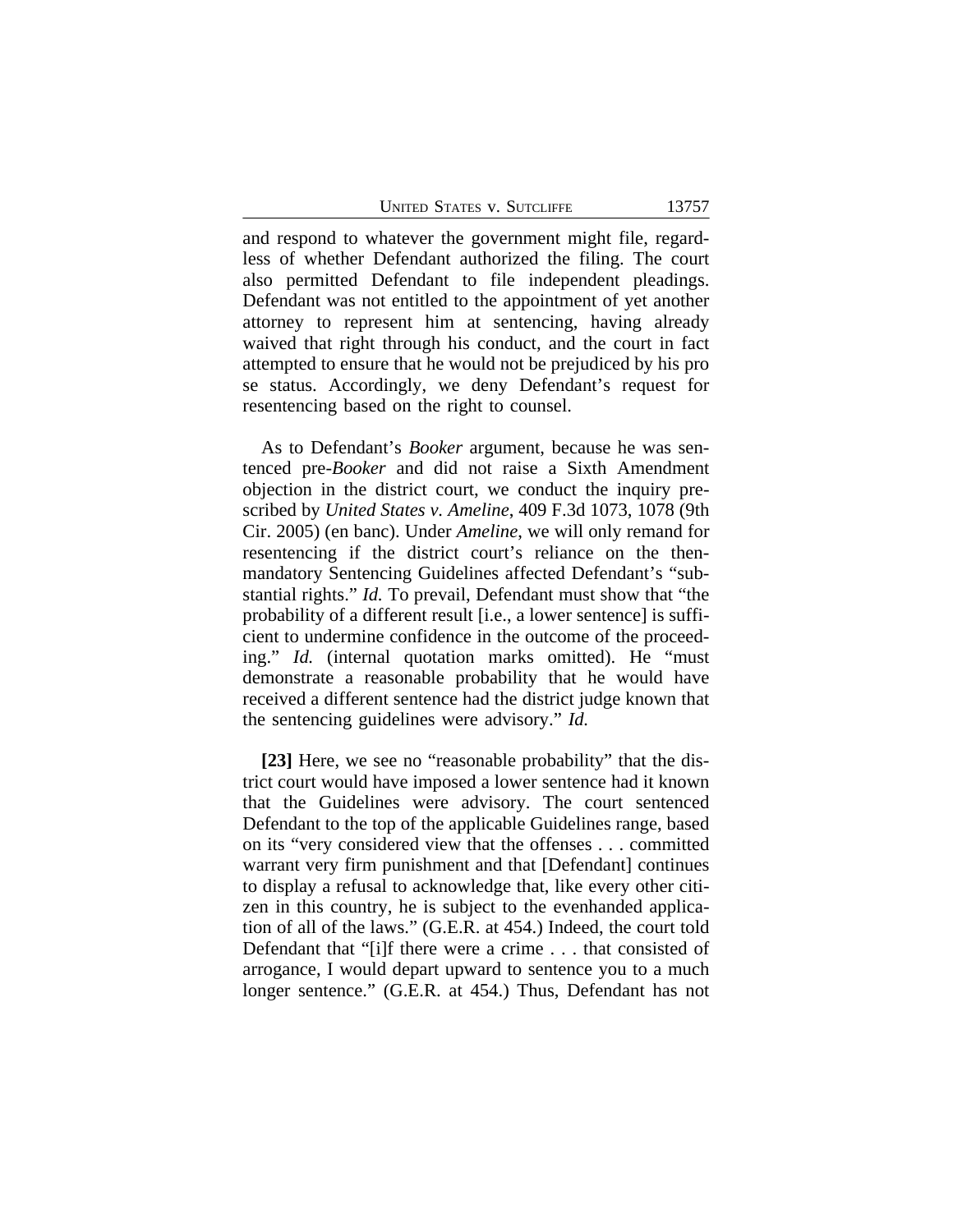and respond to whatever the government might file, regardless of whether Defendant authorized the filing. The court also permitted Defendant to file independent pleadings. Defendant was not entitled to the appointment of yet another attorney to represent him at sentencing, having already waived that right through his conduct, and the court in fact attempted to ensure that he would not be prejudiced by his pro se status. Accordingly, we deny Defendant's request for resentencing based on the right to counsel.

As to Defendant's *Booker* argument, because he was sentenced pre-*Booker* and did not raise a Sixth Amendment objection in the district court, we conduct the inquiry prescribed by *United States v. Ameline*, 409 F.3d 1073, 1078 (9th Cir. 2005) (en banc). Under *Ameline*, we will only remand for resentencing if the district court's reliance on the then-mandatory Sentencing Guidelines affected Defendant's "substantial rights." *Id.* To prevail, Defendant must show that "the probability of a different result [i.e., a lower sentence] is sufficient to undermine confidence in the outcome of the proceeding." *Id.* (internal quotation marks omitted). He "must demonstrate a reasonable probability that he would have received a different sentence had the district judge known that the sentencing guidelines were advisory." *Id.*

**[23]** Here, we see no "reasonable probability" that the district court would have imposed a lower sentence had it known that the Guidelines were advisory. The court sentenced Defendant to the top of the applicable Guidelines range, based on its "very considered view that the offenses . . . committed warrant very firm punishment and that [Defendant] continues to display a refusal to acknowledge that, like every other citizen in this country, he is subject to the evenhanded application of all of the laws." (G.E.R. at 454.) Indeed, the court told Defendant that "[i]f there were a crime . . . that consisted of arrogance, I would depart upward to sentence you to a much longer sentence." (G.E.R. at 454.) Thus, Defendant has not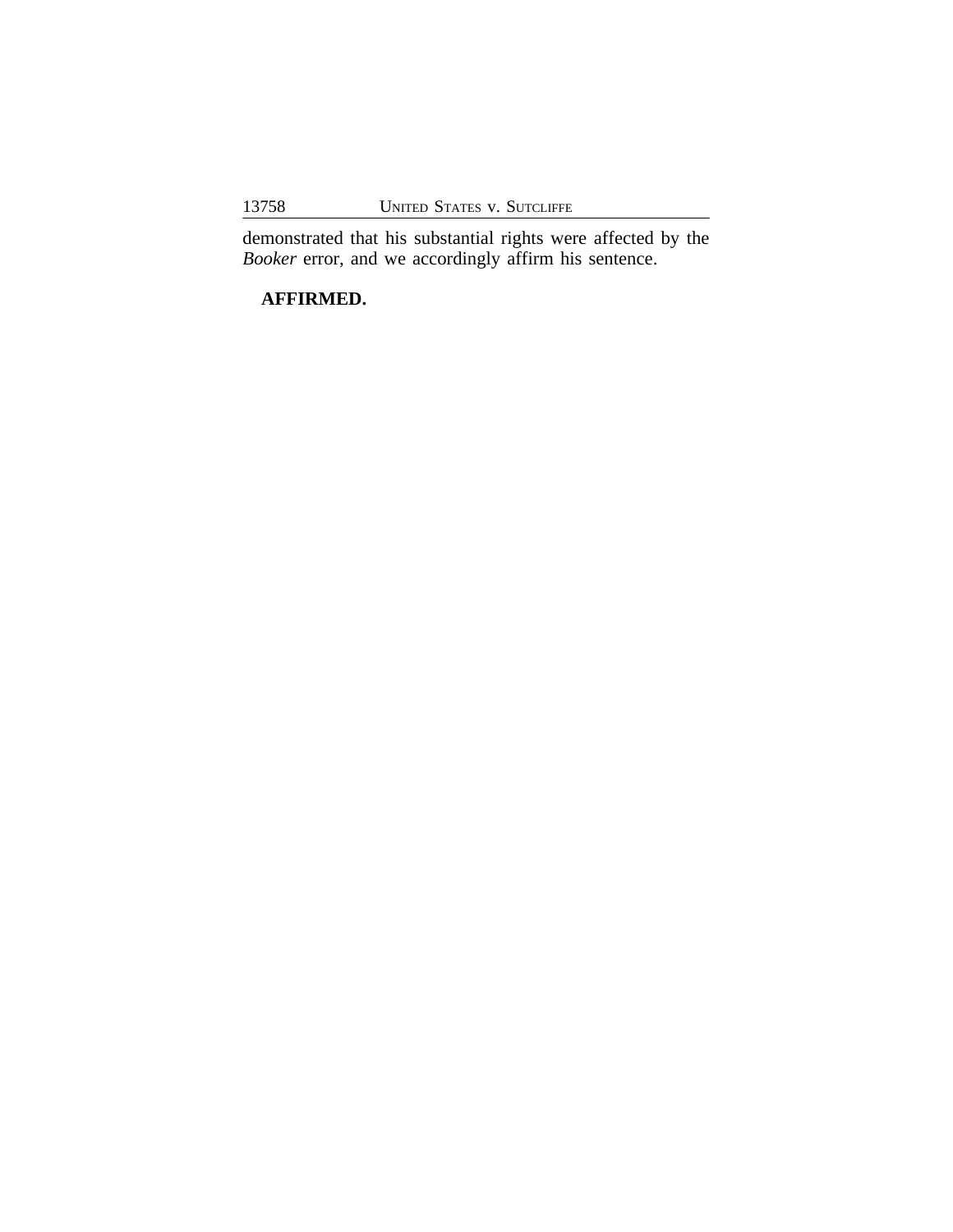demonstrated that his substantial rights were affected by the *Booker* error, and we accordingly affirm his sentence.

**AFFIRMED.**